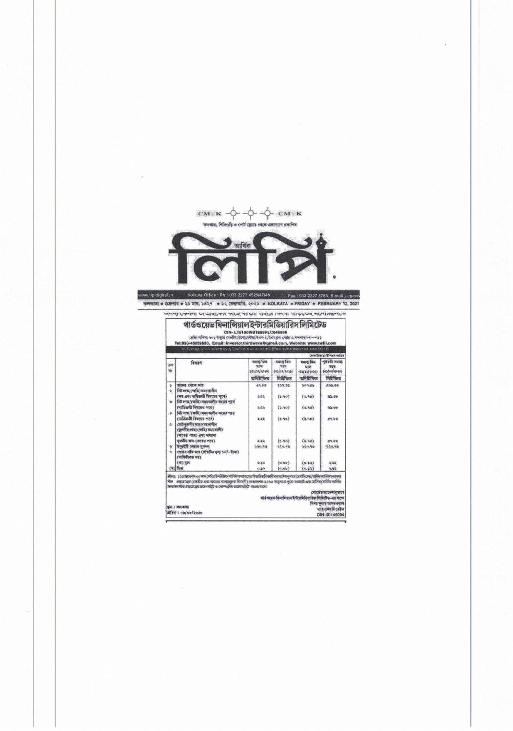CMYK

কলকাতা, শিলিগুড়ি ও পোর্ট ব্লেয়ার থেকে একযোগে প্রকাশিত

আর্থিক

# লিপি

www.lipidigital.in Kolkata Office : Ph : 033 2227 4526/47/48 Fax : 033 2227 5765, E-mail : lipine

কলকাতা • শুক্রবার • ২৯ মাঘ, ১৪২৭ • ১২ ফেব্রুয়ারি, ২০২১ • KOLKATA • FRIDAY • FEBRUARY 12, 2021

## থার্ডওয়েভ ফিনান্সিয়াল ইন্টারমিডিয়ারিস লিমিটেড

CIN- L15100WB1989PLC046886

রেজি. অফিস: ৬০১ কমুদ্রা নেতাজী ইনোভেশন, ইকো-৪, ইএম ব্লক, সেক্টর ৫, কলকাতা-৭০০০৯১

Tel:033-46039630, Email: investor.thirdwave@gmail.com, Website: www.twfil.com

৩১ ডিসেম্বর, ২০২০ তারিখে সমাপ্ত ত্রৈমাসিক ও নয় মাসের অনিরীক্ষিত আর্থিক ফলাফলের একক বিবরণী

(লক্ষ টাকায়) ইপিএস ব্যতীত

| ক্রম নং | বিবরণ | সমাপ্ত তিন মাস (৩১/১২/২০২০) | সমাপ্ত তিন মাস (৩০/০৯/২০২০) | সমাপ্ত তিন মাস (৩১/১২/২০১৯) | পূর্ববর্তী সমাপ্ত বছর (৩১/০৩/২০২০) |
|---|---|---|---|---|---|
| | | অনিরীক্ষিত | নিরীক্ষিত | অনিরীক্ষিত | নিরীক্ষিত |
| ১ | কাজের থেকে আয় | ২৭.৮০ | ১১৭.৩১ | ২০৭.৫৯ | ৪৯৯.৩৩ |
| ২ | নিট লাভ/(ক্ষতি) সময়কালীন (কর এবং ব্যতিক্রমী বিষয়ের পূর্বে) | ২.২২ | (১.৭০) | (২.৭৫) | ৩৯.৩৮ |
| ৩ | নিট লাভ/(ক্ষতি) সময়কালীন করের পূর্বে (ব্যতিক্রমী বিষয়ের পরে) | ২.২২ | (১.৭০) | (২.৭৫) | ৩৯.৩৮ |
| ৪ | নিট লাভ/(ক্ষতি) সময়কালীন করের পরে (ব্যতিক্রমী বিষয়ের পরে) | ২.২২ | (১.৭৭) | (২.৭৫) | ৫৭.৮২ |
| ৫ | মোট তুলনীয় আয় সময়কালীন (তুলনীয় লাভ/(ক্ষতি) সময়কালীন (করের পরে) এবং অন্যান্য তুলনীয় আয় (করের পরে) | ২.২২ | (১.৭০) | (২.৭৫) | ৫৭.৮২ |
| ৬ | ইক্যুইটি শেয়ার মূলধন | ২২০.৭৬ | ২২০.৭৬ | ২২০.৭৬ | ২২০.৭৬ |
| ৭ | শেয়ার প্রতি আয় (প্রতিটির মূল্য ১০/- টাকা) (বার্ষিকীকৃত নয়) | | | | |
| | (ক) মূল | ০.১০ | (০.০৮) | (০.১২) | ২.৬২ |
| | (খ) মিশ্র | ০.১০ | (০.০৮) | (০.১২) | ২.৬২ |

দ্রষ্টব্য: ১) রেগুলেশন ৩৩ অফ সেবি (লিস্টিং অবলিগেশনস অ্যান্ড ডিসক্লোজার রিকোয়ারমেন্টস) রেগুলেশনস, ২০১৫ অনুসারে স্টক এক্সচেঞ্জে (কেন্দ্রীয় এবং অন্যান্য ব্যাখ্যামূলক বিবরণী) ত্রৈমাসিক/বার্ষিক আর্থিক ফলাফলের বিস্তারিত ফর্ম্যাটের সারাংশ। ত্রৈমাসিক/বার্ষিক আর্থিক ফলাফলের সম্পূর্ণ ফর্ম্যাট স্টক এক্সচেঞ্জের ওয়েবসাইট ও কোম্পানির ওয়েবসাইটে পাওয়া যাবে।

বোর্ডের আদেশানুসারে
থার্ডওয়েভ ফিনান্সিয়াল ইন্টারমিডিয়ারিস লিমিটেড-এর পক্ষে
বিনয় কুমার আগরওয়াল
ম্যানেজিং ডিরেক্টর
DIN-00149999

স্থান : কলকাতা
তারিখ : ১১/০২/২০২১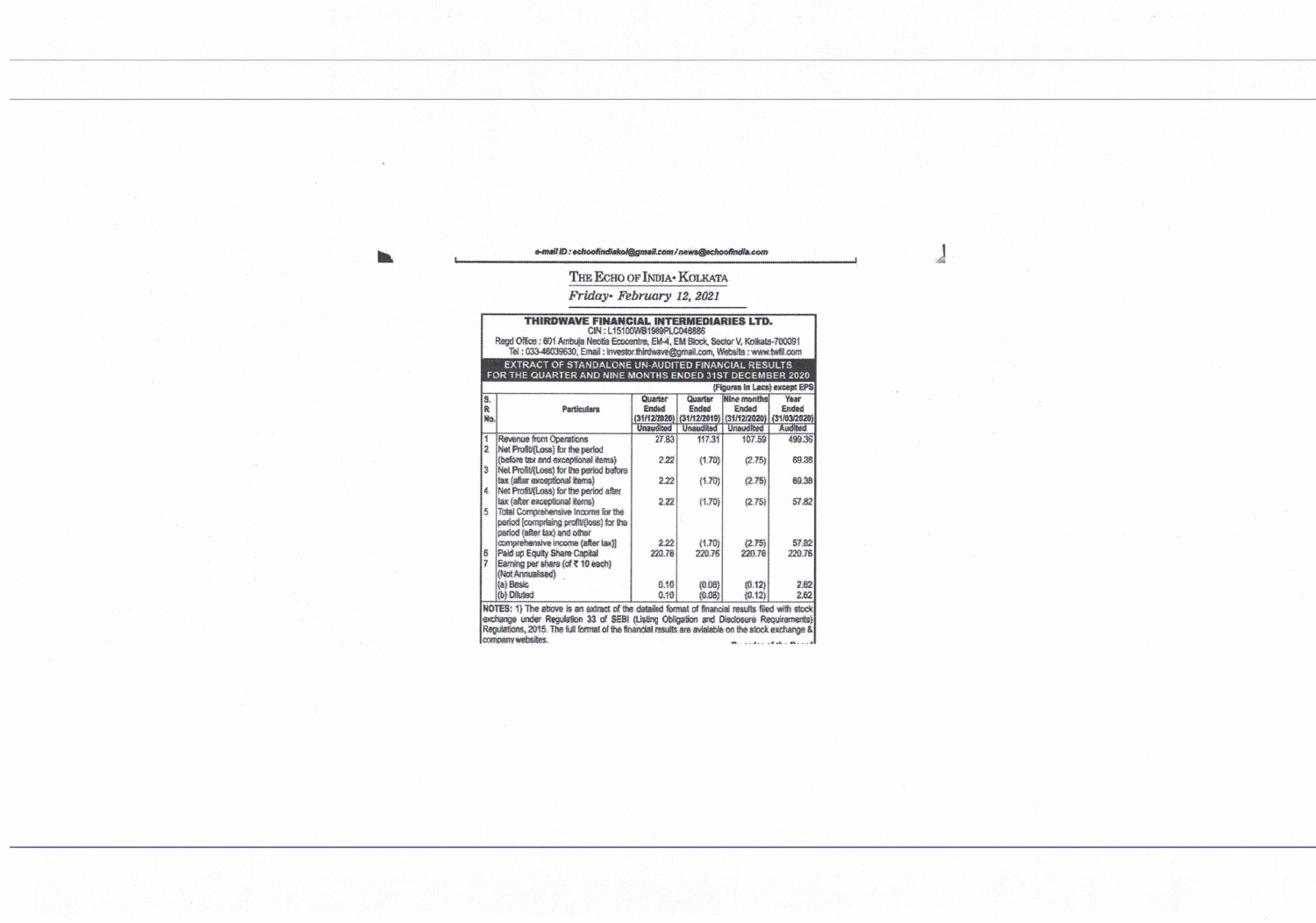e-mail ID : echoofindiakol@gmail.com / news@echoofindia.com

THE ECHO OF INDIA• KOLKATA

*Friday• February 12, 2021*

# THIRDWAVE FINANCIAL INTERMEDIARIES LTD.

CIN : L15100WB1989PLC046886

Regd Office : 601 Ambuja Neotia Ecocentre, EM-4, EM Block, Sector V, Kolkata-700091
Tel : 033-46039630, Email : investor.thirdwave@gmail.com, Website : www.twfil.com

## EXTRACT OF STANDALONE UN-AUDITED FINANCIAL RESULTS FOR THE QUARTER AND NINE MONTHS ENDED 31ST DECEMBER 2020

(Figures in Lacs) except EPS

| S. R No. | Particulars | Quarter Ended (31/12/2020) Unaudited | Quarter Ended (31/12/2019) Unaudited | Nine months Ended (31/12/2020) Unaudited | Year Ended (31/03/2020) Audited |
|---|---|---|---|---|---|
| 1 | Revenue from Operations | 27.63 | 117.31 | 107.59 | 499.36 |
| 2 | Net Profit/(Loss) for the period (before tax and exceptional items) | 2.22 | (1.70) | (2.75) | 69.38 |
| 3 | Net Profit/(Loss) for the period before tax (after exceptional items) | 2.22 | (1.70) | (2.75) | 69.38 |
| 4 | Net Profit/(Loss) for the period after tax (after exceptional items) | 2.22 | (1.70) | (2.75) | 57.82 |
| 5 | Total Comprehensive Income for the period [comprising profit/(loss) for the period (after tax) and other comprehensive income (after tax)] | 2.22 | (1.70) | (2.75) | 57.82 |
| 6 | Paid up Equity Share Capital | 220.76 | 220.76 | 220.76 | 220.76 |
| 7 | Earning per share (of ₹ 10 each) (Not Annualised) | | | | |
| | (a) Basic | 0.10 | (0.08) | (0.12) | 2.62 |
| | (b) Diluted | 0.10 | (0.08) | (0.12) | 2.62 |

NOTES: 1) The above is an extract of the detailed format of financial results filed with stock exchange under Regulation 33 of SEBI (Listing Obligation and Disclosure Requirements) Regulations, 2015. The full format of the financial results are avialable on the stock exchange & company websites.

By order of the Board